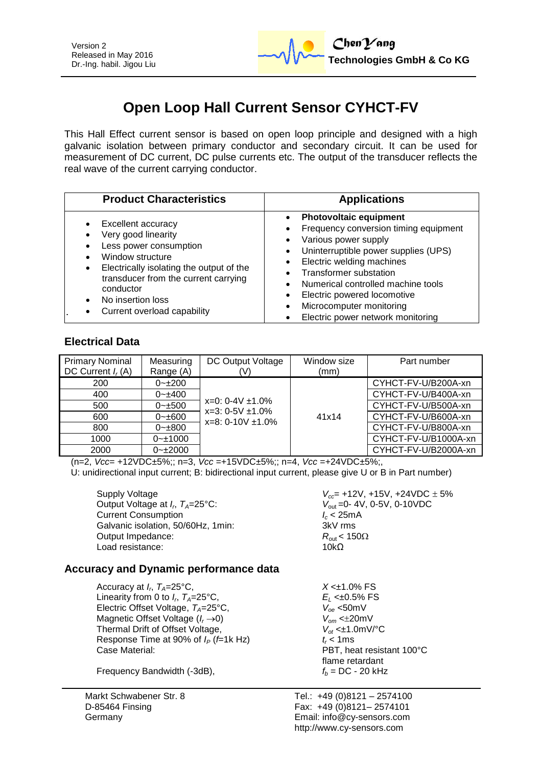Version 2
Released in May 2016
Dr.-Ing. habil. Jigou Liu

**ChenYang Technologies GmbH & Co KG**

# Open Loop Hall Current Sensor CYHCT-FV

This Hall Effect current sensor is based on open loop principle and designed with a high galvanic isolation between primary conductor and secondary circuit. It can be used for measurement of DC current, DC pulse currents etc. The output of the transducer reflects the real wave of the current carrying conductor.

| Product Characteristics | Applications |
|---|---|
| • Excellent accuracy<br>• Very good linearity<br>• Less power consumption<br>• Window structure<br>• Electrically isolating the output of the transducer from the current carrying conductor<br>• No insertion loss<br>• Current overload capability | • **Photovoltaic equipment**<br>• Frequency conversion timing equipment<br>• Various power supply<br>• Uninterruptible power supplies (UPS)<br>• Electric welding machines<br>• Transformer substation<br>• Numerical controlled machine tools<br>• Electric powered locomotive<br>• Microcomputer monitoring<br>• Electric power network monitoring |

## Electrical Data

| Primary Nominal DC Current $I_r$ (A) | Measuring Range (A) | DC Output Voltage (V) | Window size (mm) | Part number |
|---|---|---|---|---|
| 200 | 0~±200 | x=0: 0-4V ±1.0%<br>x=3: 0-5V ±1.0%<br>x=8: 0-10V ±1.0% | 41x14 | CYHCT-FV-U/B200A-xn |
| 400 | 0~±400 | | | CYHCT-FV-U/B400A-xn |
| 500 | 0~±500 | | | CYHCT-FV-U/B500A-xn |
| 600 | 0~±600 | | | CYHCT-FV-U/B600A-xn |
| 800 | 0~±800 | | | CYHCT-FV-U/B800A-xn |
| 1000 | 0~±1000 | | | CYHCT-FV-U/B1000A-xn |
| 2000 | 0~±2000 | | | CYHCT-FV-U/B2000A-xn |

(n=2, *Vcc*= +12VDC±5%;; n=3, *Vcc* =+15VDC±5%;; n=4, *Vcc* =+24VDC±5%;,
U: unidirectional input current; B: bidirectional input current, please give U or B in Part number)

| | |
|---|---|
| Supply Voltage | $V_{cc}$= +12V, +15V, +24VDC ± 5% |
| Output Voltage at $I_r$, $T_A$=25°C: | $V_{out}$=0- 4V, 0-5V, 0-10VDC |
| Current Consumption | $I_c$ < 25mA |
| Galvanic isolation, 50/60Hz, 1min: | 3kV rms |
| Output Impedance: | $R_{out}$ < 150Ω |
| Load resistance: | 10kΩ |

## Accuracy and Dynamic performance data

| | |
|---|---|
| Accuracy at $I_r$, $T_A$=25°C, | $X$ <±1.0% FS |
| Linearity from 0 to $I_r$, $T_A$=25°C, | $E_L$ <±0.5% FS |
| Electric Offset Voltage, $T_A$=25°C, | $V_{oe}$ <50mV |
| Magnetic Offset Voltage ($I_r \rightarrow 0$) | $V_{om}$ <±20mV |
| Thermal Drift of Offset Voltage, | $V_{ot}$ <±1.0mV/°C |
| Response Time at 90% of $I_P$ ($f$=1k Hz) | $t_r$ < 1ms |
| Case Material: | PBT, heat resistant 100°C flame retardant |
| Frequency Bandwidth (-3dB), | $f_b$ = DC - 20 kHz |

Markt Schwabener Str. 8
D-85464 Finsing
Germany

Tel.: +49 (0)8121 – 2574100
Fax: +49 (0)8121– 2574101
Email: info@cy-sensors.com
http://www.cy-sensors.com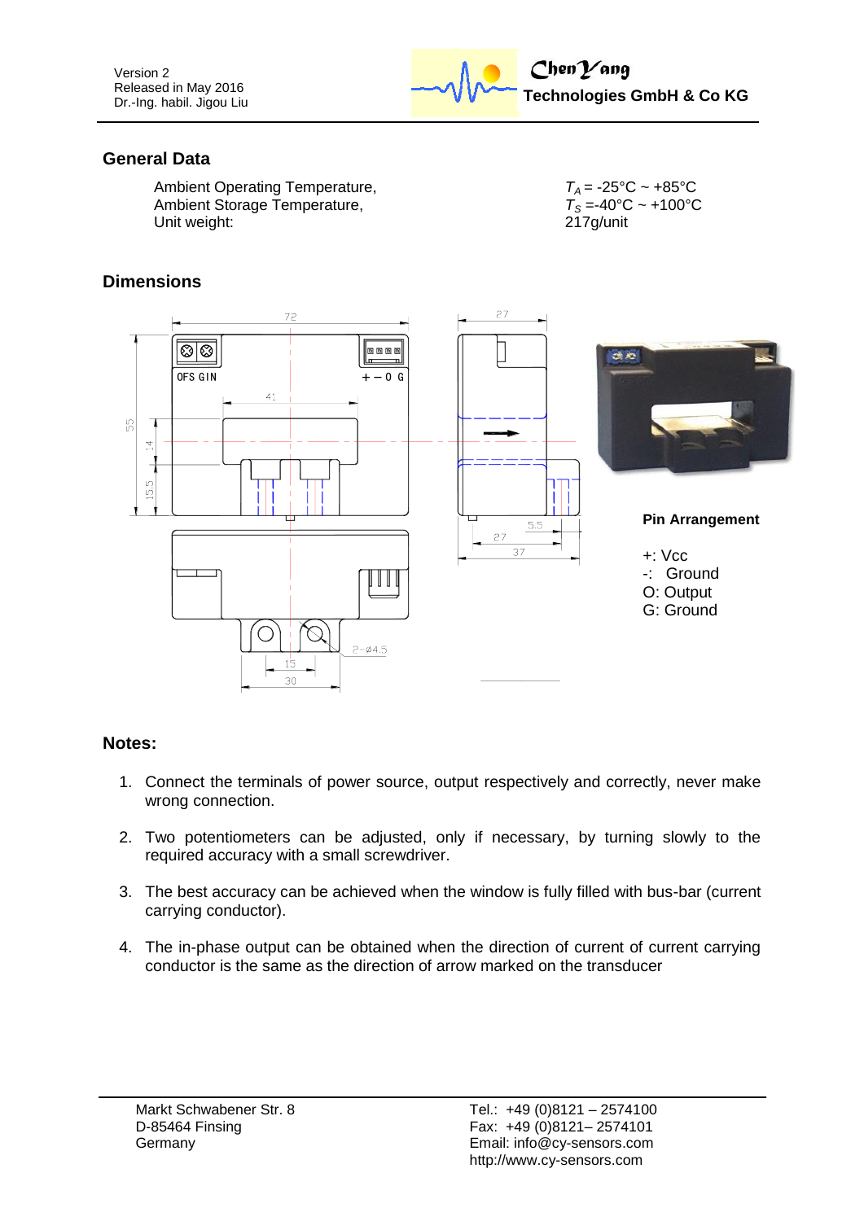## General Data

| | |
|---|---|
| Ambient Operating Temperature, | $T_A$ = -25°C ~ +85°C |
| Ambient Storage Temperature, | $T_S$ =-40°C ~ +100°C |
| Unit weight: | 217g/unit |

## Dimensions

72
27
OFS GIN
+ − O G
41
55
14
15.5
5.5
27
37
2-ø4.5
15
30

**Pin Arrangement**

+: Vcc
-: Ground
O: Output
G: Ground

## Notes:

1. Connect the terminals of power source, output respectively and correctly, never make wrong connection.
2. Two potentiometers can be adjusted, only if necessary, by turning slowly to the required accuracy with a small screwdriver.
3. The best accuracy can be achieved when the window is fully filled with bus-bar (current carrying conductor).
4. The in-phase output can be obtained when the direction of current of current carrying conductor is the same as the direction of arrow marked on the transducer